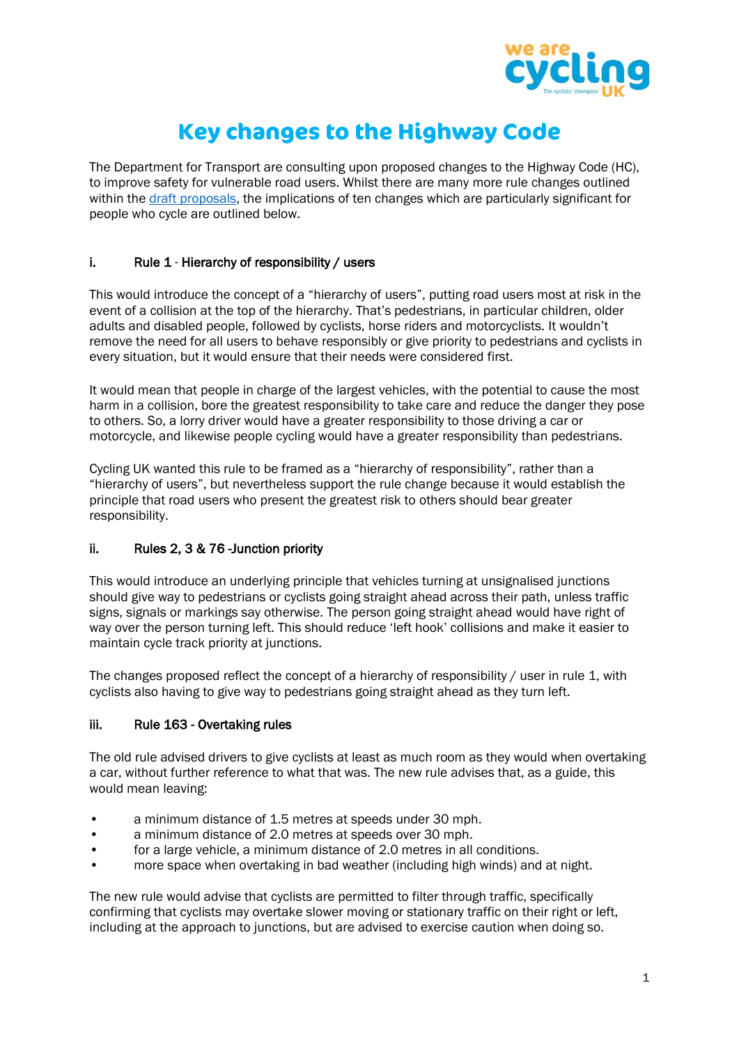# Key changes to the Highway Code

The Department for Transport are consulting upon proposed changes to the Highway Code (HC), to improve safety for vulnerable road users. Whilst there are many more rule changes outlined within the draft proposals, the implications of ten changes which are particularly significant for people who cycle are outlined below.

## i. Rule 1 - Hierarchy of responsibility / users

This would introduce the concept of a "hierarchy of users", putting road users most at risk in the event of a collision at the top of the hierarchy. That's pedestrians, in particular children, older adults and disabled people, followed by cyclists, horse riders and motorcyclists. It wouldn't remove the need for all users to behave responsibly or give priority to pedestrians and cyclists in every situation, but it would ensure that their needs were considered first.

It would mean that people in charge of the largest vehicles, with the potential to cause the most harm in a collision, bore the greatest responsibility to take care and reduce the danger they pose to others. So, a lorry driver would have a greater responsibility to those driving a car or motorcycle, and likewise people cycling would have a greater responsibility than pedestrians.

Cycling UK wanted this rule to be framed as a "hierarchy of responsibility", rather than a "hierarchy of users", but nevertheless support the rule change because it would establish the principle that road users who present the greatest risk to others should bear greater responsibility.

## ii. Rules 2, 3 & 76 -Junction priority

This would introduce an underlying principle that vehicles turning at unsignalised junctions should give way to pedestrians or cyclists going straight ahead across their path, unless traffic signs, signals or markings say otherwise. The person going straight ahead would have right of way over the person turning left. This should reduce 'left hook' collisions and make it easier to maintain cycle track priority at junctions.

The changes proposed reflect the concept of a hierarchy of responsibility / user in rule 1, with cyclists also having to give way to pedestrians going straight ahead as they turn left.

## iii. Rule 163 - Overtaking rules

The old rule advised drivers to give cyclists at least as much room as they would when overtaking a car, without further reference to what that was. The new rule advises that, as a guide, this would mean leaving:

- a minimum distance of 1.5 metres at speeds under 30 mph.
- a minimum distance of 2.0 metres at speeds over 30 mph.
- for a large vehicle, a minimum distance of 2.0 metres in all conditions.
- more space when overtaking in bad weather (including high winds) and at night.

The new rule would advise that cyclists are permitted to filter through traffic, specifically confirming that cyclists may overtake slower moving or stationary traffic on their right or left, including at the approach to junctions, but are advised to exercise caution when doing so.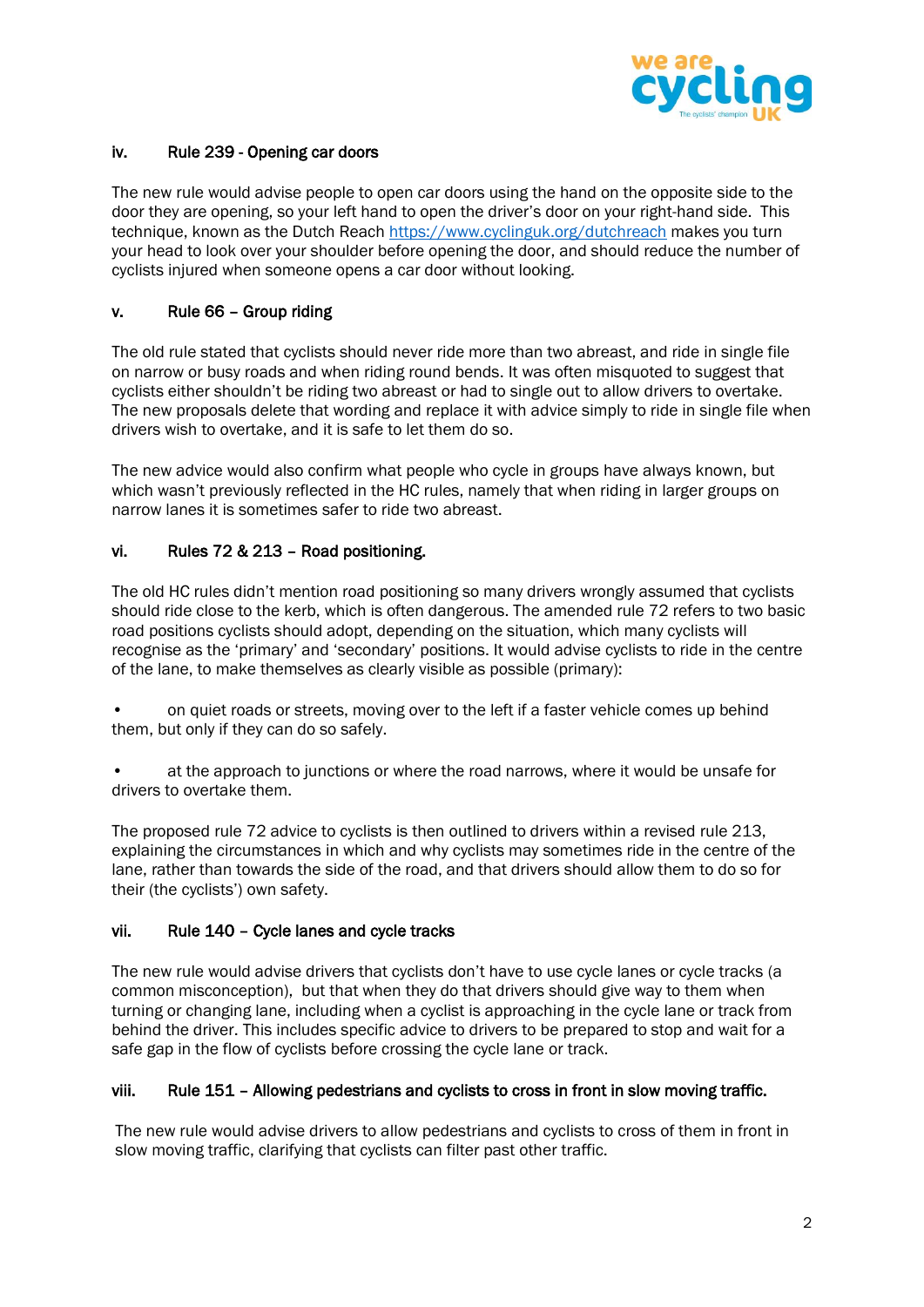### iv. Rule 239 - Opening car doors

The new rule would advise people to open car doors using the hand on the opposite side to the door they are opening, so your left hand to open the driver's door on your right-hand side. This technique, known as the Dutch Reach https://www.cyclinguk.org/dutchreach makes you turn your head to look over your shoulder before opening the door, and should reduce the number of cyclists injured when someone opens a car door without looking.

### v. Rule 66 – Group riding

The old rule stated that cyclists should never ride more than two abreast, and ride in single file on narrow or busy roads and when riding round bends. It was often misquoted to suggest that cyclists either shouldn't be riding two abreast or had to single out to allow drivers to overtake. The new proposals delete that wording and replace it with advice simply to ride in single file when drivers wish to overtake, and it is safe to let them do so.

The new advice would also confirm what people who cycle in groups have always known, but which wasn't previously reflected in the HC rules, namely that when riding in larger groups on narrow lanes it is sometimes safer to ride two abreast.

### vi. Rules 72 & 213 – Road positioning.

The old HC rules didn't mention road positioning so many drivers wrongly assumed that cyclists should ride close to the kerb, which is often dangerous. The amended rule 72 refers to two basic road positions cyclists should adopt, depending on the situation, which many cyclists will recognise as the 'primary' and 'secondary' positions. It would advise cyclists to ride in the centre of the lane, to make themselves as clearly visible as possible (primary):

- on quiet roads or streets, moving over to the left if a faster vehicle comes up behind them, but only if they can do so safely.
- at the approach to junctions or where the road narrows, where it would be unsafe for drivers to overtake them.

The proposed rule 72 advice to cyclists is then outlined to drivers within a revised rule 213, explaining the circumstances in which and why cyclists may sometimes ride in the centre of the lane, rather than towards the side of the road, and that drivers should allow them to do so for their (the cyclists') own safety.

### vii. Rule 140 – Cycle lanes and cycle tracks

The new rule would advise drivers that cyclists don't have to use cycle lanes or cycle tracks (a common misconception), but that when they do that drivers should give way to them when turning or changing lane, including when a cyclist is approaching in the cycle lane or track from behind the driver. This includes specific advice to drivers to be prepared to stop and wait for a safe gap in the flow of cyclists before crossing the cycle lane or track.

### viii. Rule 151 – Allowing pedestrians and cyclists to cross in front in slow moving traffic.

The new rule would advise drivers to allow pedestrians and cyclists to cross of them in front in slow moving traffic, clarifying that cyclists can filter past other traffic.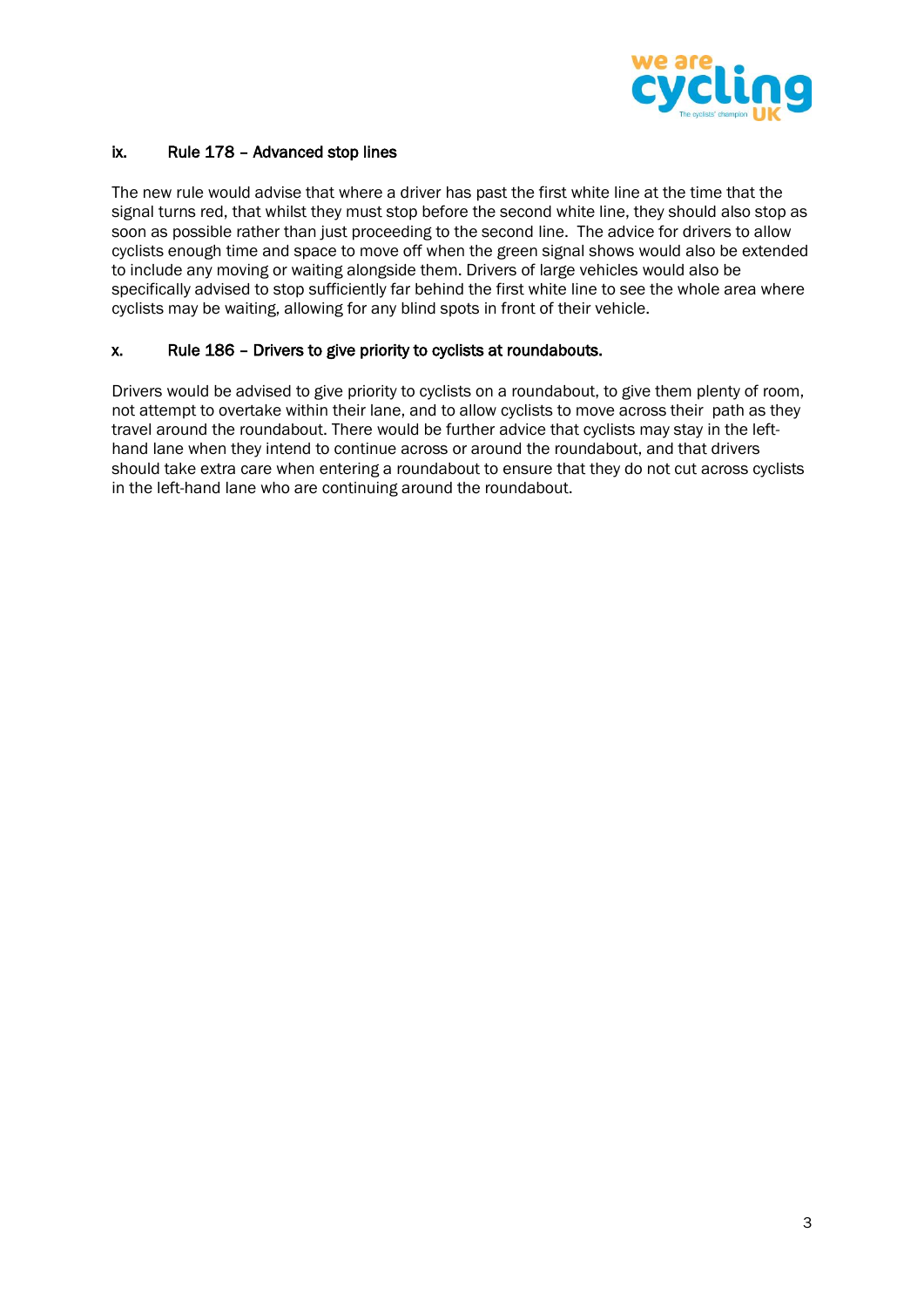### ix. Rule 178 – Advanced stop lines

The new rule would advise that where a driver has past the first white line at the time that the signal turns red, that whilst they must stop before the second white line, they should also stop as soon as possible rather than just proceeding to the second line. The advice for drivers to allow cyclists enough time and space to move off when the green signal shows would also be extended to include any moving or waiting alongside them. Drivers of large vehicles would also be specifically advised to stop sufficiently far behind the first white line to see the whole area where cyclists may be waiting, allowing for any blind spots in front of their vehicle.

### x. Rule 186 – Drivers to give priority to cyclists at roundabouts.

Drivers would be advised to give priority to cyclists on a roundabout, to give them plenty of room, not attempt to overtake within their lane, and to allow cyclists to move across their path as they travel around the roundabout. There would be further advice that cyclists may stay in the left-hand lane when they intend to continue across or around the roundabout, and that drivers should take extra care when entering a roundabout to ensure that they do not cut across cyclists in the left-hand lane who are continuing around the roundabout.